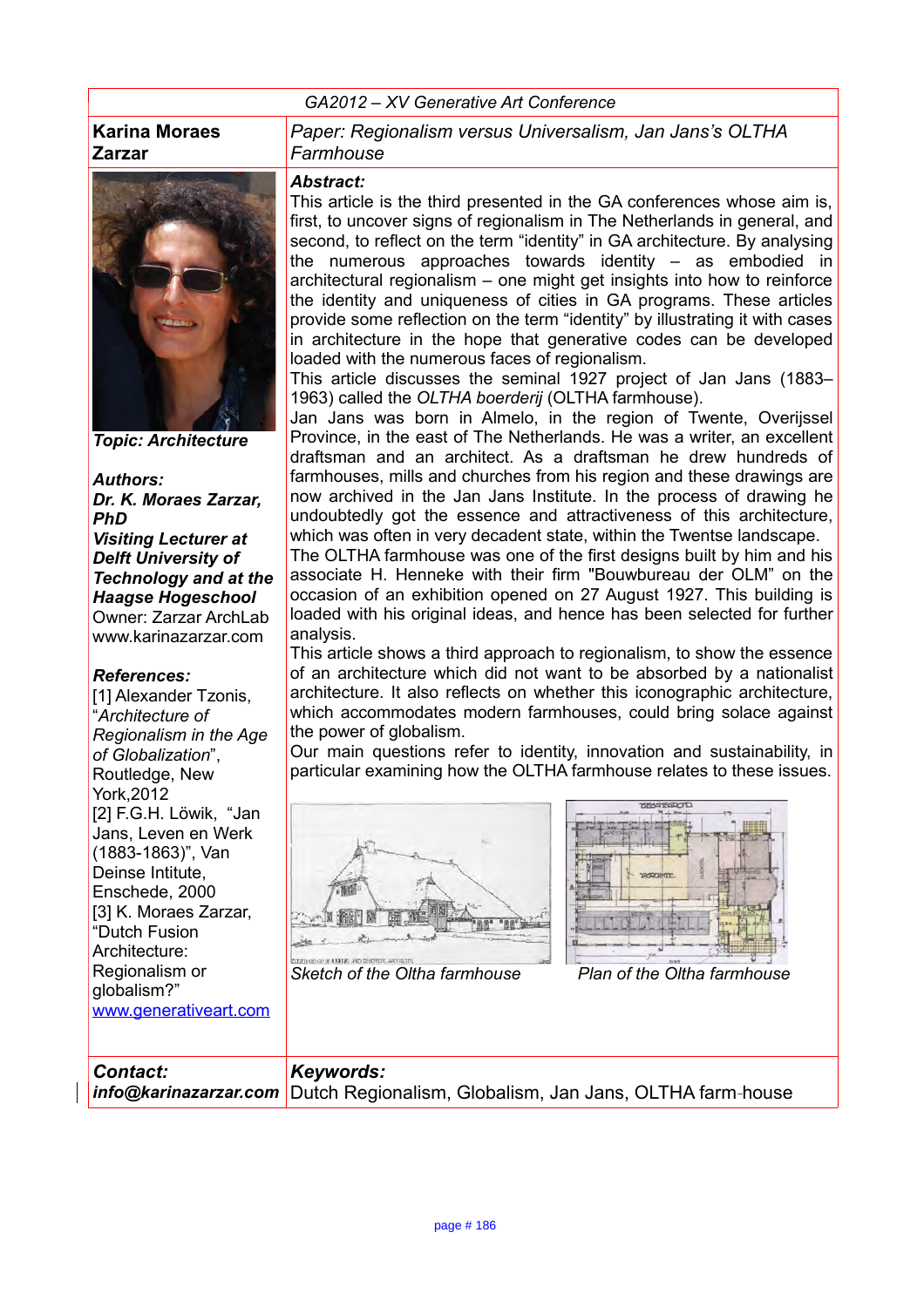GA2012 – XV Generative Art Conference

**Karina Moraes Zarzar**

*Paper: Regionalism versus Universalism, Jan Jans's OLTHA Farmhouse*

***Topic: Architecture***

***Authors:***
***Dr. K. Moraes Zarzar, PhD***
***Visiting Lecturer at Delft University of Technology and at the Haagse Hogeschool***
Owner: Zarzar ArchLab
www.karinazarzar.com

***References:***
[1] Alexander Tzonis, "*Architecture of Regionalism in the Age of Globalization*", Routledge, New York,2012
[2] F.G.H. Löwik, "Jan Jans, Leven en Werk (1883-1863)", Van Deinse Intitute, Enschede, 2000
[3] K. Moraes Zarzar, "Dutch Fusion Architecture: Regionalism or globalism?"
www.generativeart.com

***Abstract:***

This article is the third presented in the GA conferences whose aim is, first, to uncover signs of regionalism in The Netherlands in general, and second, to reflect on the term "identity" in GA architecture. By analysing the numerous approaches towards identity – as embodied in architectural regionalism – one might get insights into how to reinforce the identity and uniqueness of cities in GA programs. These articles provide some reflection on the term "identity" by illustrating it with cases in architecture in the hope that generative codes can be developed loaded with the numerous faces of regionalism.

This article discusses the seminal 1927 project of Jan Jans (1883–1963) called the *OLTHA boerderij* (OLTHA farmhouse).

Jan Jans was born in Almelo, in the region of Twente, Overijssel Province, in the east of The Netherlands. He was a writer, an excellent draftsman and an architect. As a draftsman he drew hundreds of farmhouses, mills and churches from his region and these drawings are now archived in the Jan Jans Institute. In the process of drawing he undoubtedly got the essence and attractiveness of this architecture, which was often in very decadent state, within the Twentse landscape.

The OLTHA farmhouse was one of the first designs built by him and his associate H. Henneke with their firm "Bouwbureau der OLM" on the occasion of an exhibition opened on 27 August 1927. This building is loaded with his original ideas, and hence has been selected for further analysis.

This article shows a third approach to regionalism, to show the essence of an architecture which did not want to be absorbed by a nationalist architecture. It also reflects on whether this iconographic architecture, which accommodates modern farmhouses, could bring solace against the power of globalism.

Our main questions refer to identity, innovation and sustainability, in particular examining how the OLTHA farmhouse relates to these issues.

*Sketch of the Oltha farmhouse*

*Plan of the Oltha farmhouse*

***Contact:***
***info@karinazarzar.com***

***Keywords:***
Dutch Regionalism, Globalism, Jan Jans, OLTHA farm-house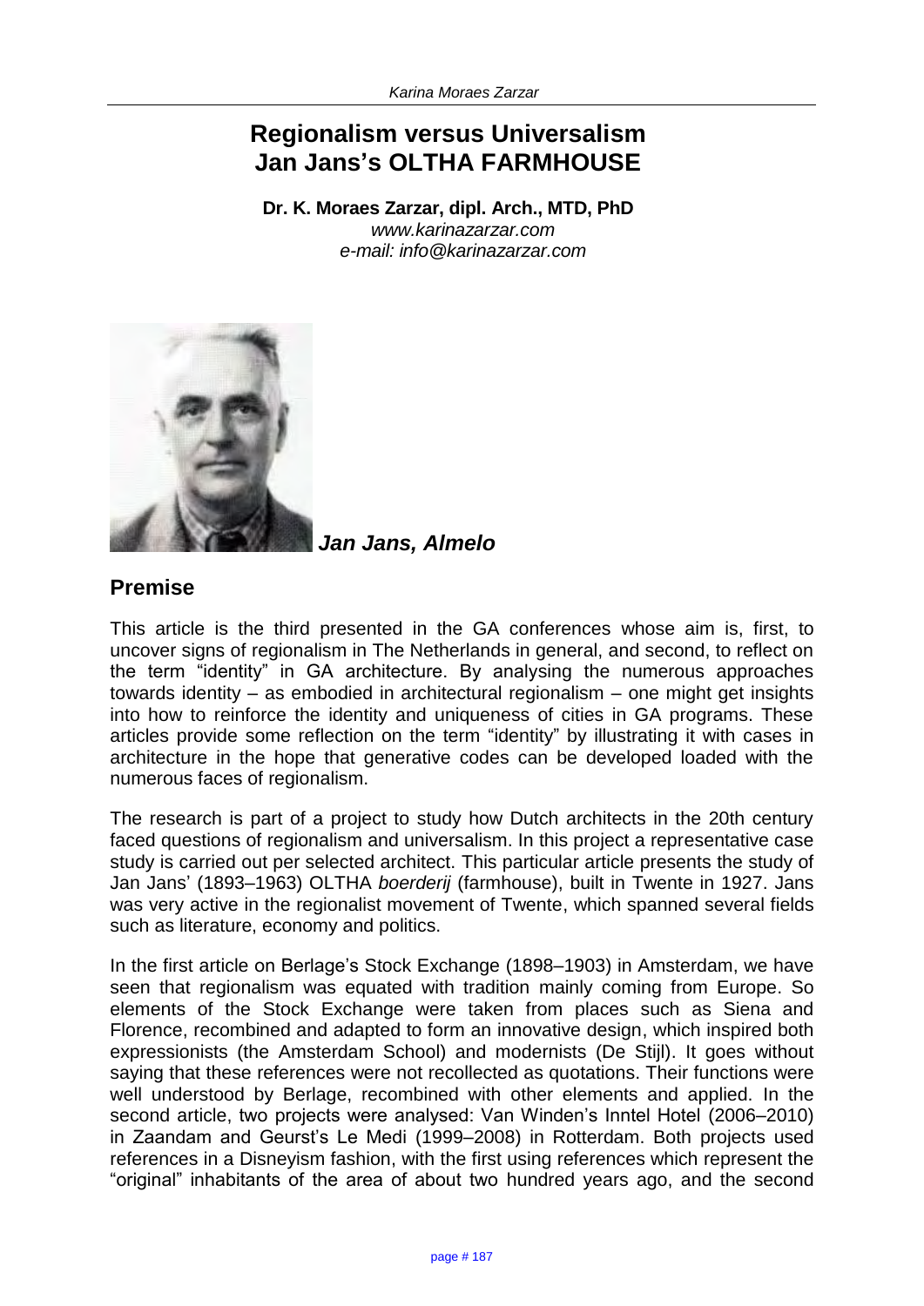# Regionalism versus Universalism
# Jan Jans's OLTHA FARMHOUSE

**Dr. K. Moraes Zarzar, dipl. Arch., MTD, PhD**
*www.karinazarzar.com*
*e-mail: info@karinazarzar.com*

***Jan Jans, Almelo***

## Premise

This article is the third presented in the GA conferences whose aim is, first, to uncover signs of regionalism in The Netherlands in general, and second, to reflect on the term "identity" in GA architecture. By analysing the numerous approaches towards identity – as embodied in architectural regionalism – one might get insights into how to reinforce the identity and uniqueness of cities in GA programs. These articles provide some reflection on the term "identity" by illustrating it with cases in architecture in the hope that generative codes can be developed loaded with the numerous faces of regionalism.

The research is part of a project to study how Dutch architects in the 20th century faced questions of regionalism and universalism. In this project a representative case study is carried out per selected architect. This particular article presents the study of Jan Jans' (1893–1963) OLTHA *boerderij* (farmhouse), built in Twente in 1927. Jans was very active in the regionalist movement of Twente, which spanned several fields such as literature, economy and politics.

In the first article on Berlage's Stock Exchange (1898–1903) in Amsterdam, we have seen that regionalism was equated with tradition mainly coming from Europe. So elements of the Stock Exchange were taken from places such as Siena and Florence, recombined and adapted to form an innovative design, which inspired both expressionists (the Amsterdam School) and modernists (De Stijl). It goes without saying that these references were not recollected as quotations. Their functions were well understood by Berlage, recombined with other elements and applied. In the second article, two projects were analysed: Van Winden's Inntel Hotel (2006–2010) in Zaandam and Geurst's Le Medi (1999–2008) in Rotterdam. Both projects used references in a Disneyism fashion, with the first using references which represent the "original" inhabitants of the area of about two hundred years ago, and the second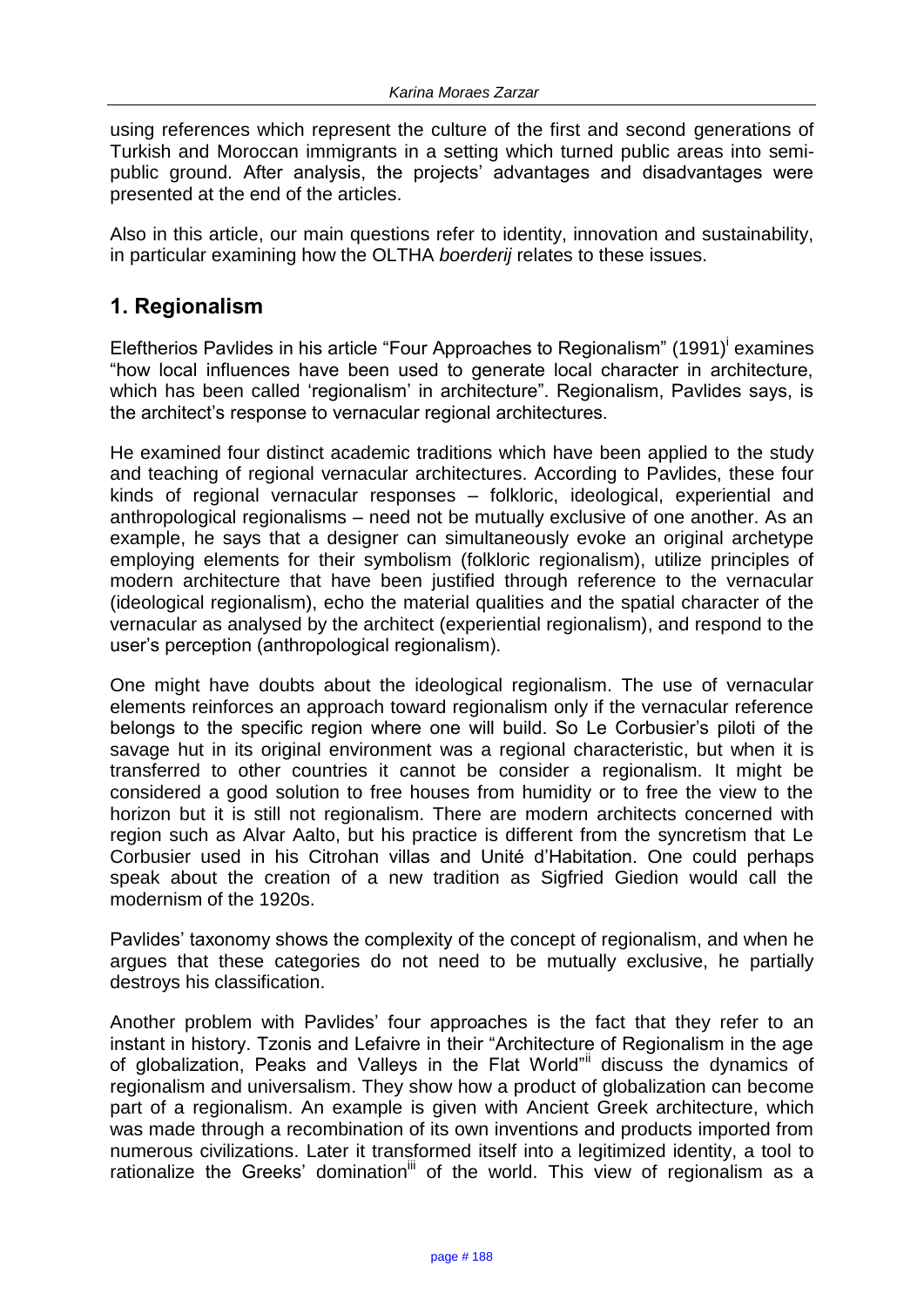using references which represent the culture of the first and second generations of Turkish and Moroccan immigrants in a setting which turned public areas into semi-public ground. After analysis, the projects' advantages and disadvantages were presented at the end of the articles.

Also in this article, our main questions refer to identity, innovation and sustainability, in particular examining how the OLTHA *boerderij* relates to these issues.

## 1. Regionalism

Eleftherios Pavlides in his article "Four Approaches to Regionalism" (1991)[i] examines "how local influences have been used to generate local character in architecture, which has been called 'regionalism' in architecture". Regionalism, Pavlides says, is the architect's response to vernacular regional architectures.

He examined four distinct academic traditions which have been applied to the study and teaching of regional vernacular architectures. According to Pavlides, these four kinds of regional vernacular responses – folkloric, ideological, experiential and anthropological regionalisms – need not be mutually exclusive of one another. As an example, he says that a designer can simultaneously evoke an original archetype employing elements for their symbolism (folkloric regionalism), utilize principles of modern architecture that have been justified through reference to the vernacular (ideological regionalism), echo the material qualities and the spatial character of the vernacular as analysed by the architect (experiential regionalism), and respond to the user's perception (anthropological regionalism).

One might have doubts about the ideological regionalism. The use of vernacular elements reinforces an approach toward regionalism only if the vernacular reference belongs to the specific region where one will build. So Le Corbusier's piloti of the savage hut in its original environment was a regional characteristic, but when it is transferred to other countries it cannot be consider a regionalism. It might be considered a good solution to free houses from humidity or to free the view to the horizon but it is still not regionalism. There are modern architects concerned with region such as Alvar Aalto, but his practice is different from the syncretism that Le Corbusier used in his Citrohan villas and Unité d'Habitation. One could perhaps speak about the creation of a new tradition as Sigfried Giedion would call the modernism of the 1920s.

Pavlides' taxonomy shows the complexity of the concept of regionalism, and when he argues that these categories do not need to be mutually exclusive, he partially destroys his classification.

Another problem with Pavlides' four approaches is the fact that they refer to an instant in history. Tzonis and Lefaivre in their "Architecture of Regionalism in the age of globalization, Peaks and Valleys in the Flat World"[ii] discuss the dynamics of regionalism and universalism. They show how a product of globalization can become part of a regionalism. An example is given with Ancient Greek architecture, which was made through a recombination of its own inventions and products imported from numerous civilizations. Later it transformed itself into a legitimized identity, a tool to rationalize the Greeks' domination[iii] of the world. This view of regionalism as a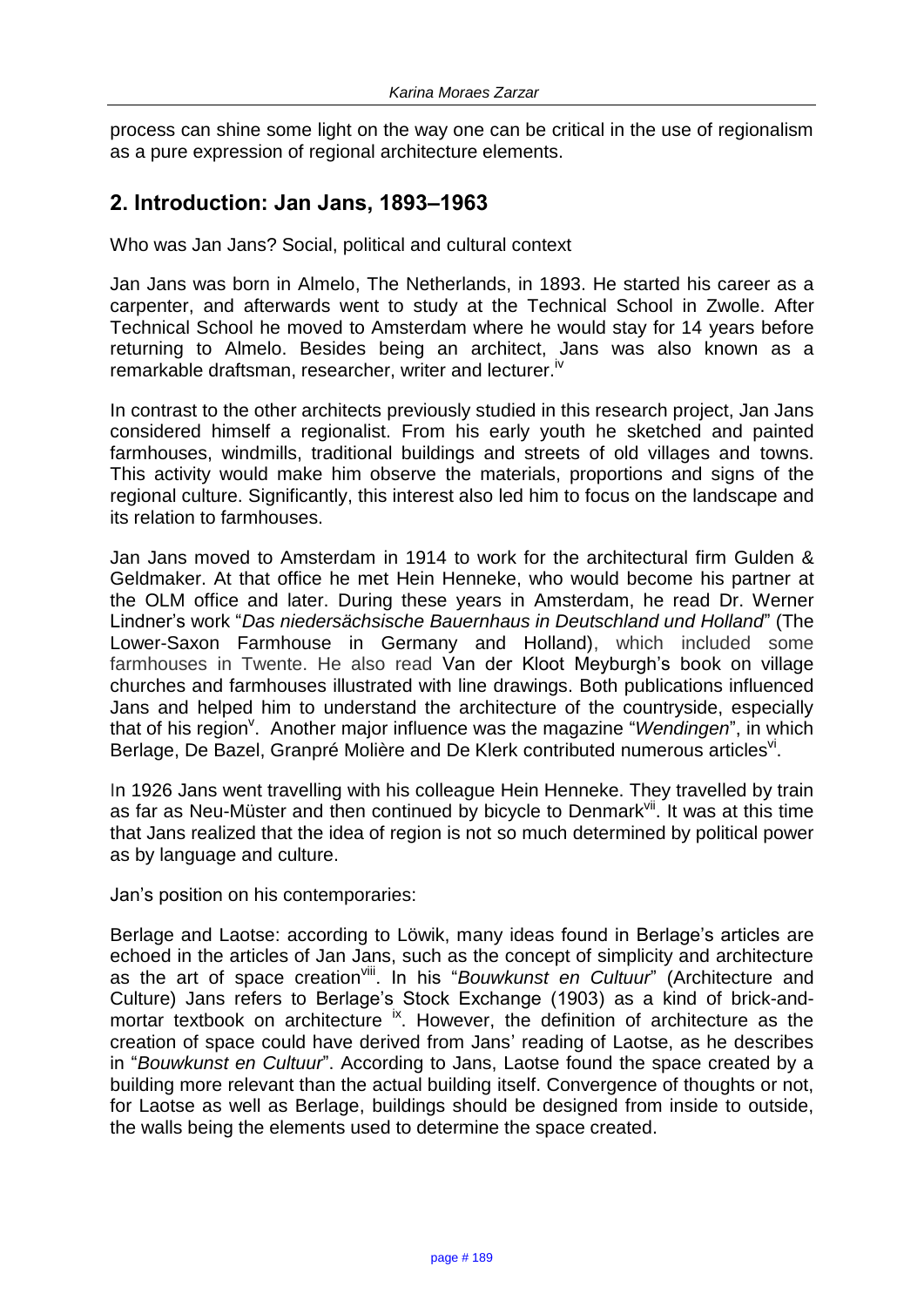process can shine some light on the way one can be critical in the use of regionalism as a pure expression of regional architecture elements.

## 2. Introduction: Jan Jans, 1893–1963

Who was Jan Jans? Social, political and cultural context

Jan Jans was born in Almelo, The Netherlands, in 1893. He started his career as a carpenter, and afterwards went to study at the Technical School in Zwolle. After Technical School he moved to Amsterdam where he would stay for 14 years before returning to Almelo. Besides being an architect, Jans was also known as a remarkable draftsman, researcher, writer and lecturer.[iv]

In contrast to the other architects previously studied in this research project, Jan Jans considered himself a regionalist. From his early youth he sketched and painted farmhouses, windmills, traditional buildings and streets of old villages and towns. This activity would make him observe the materials, proportions and signs of the regional culture. Significantly, this interest also led him to focus on the landscape and its relation to farmhouses.

Jan Jans moved to Amsterdam in 1914 to work for the architectural firm Gulden & Geldmaker. At that office he met Hein Henneke, who would become his partner at the OLM office and later. During these years in Amsterdam, he read Dr. Werner Lindner's work "*Das niedersächsische Bauernhaus in Deutschland und Holland*" (The Lower-Saxon Farmhouse in Germany and Holland), which included some farmhouses in Twente. He also read Van der Kloot Meyburgh's book on village churches and farmhouses illustrated with line drawings. Both publications influenced Jans and helped him to understand the architecture of the countryside, especially that of his region[v]. Another major influence was the magazine "*Wendingen*", in which Berlage, De Bazel, Granpré Molière and De Klerk contributed numerous articles[vi].

In 1926 Jans went travelling with his colleague Hein Henneke. They travelled by train as far as Neu-Müster and then continued by bicycle to Denmark[vii]. It was at this time that Jans realized that the idea of region is not so much determined by political power as by language and culture.

Jan's position on his contemporaries:

Berlage and Laotse: according to Löwik, many ideas found in Berlage's articles are echoed in the articles of Jan Jans, such as the concept of simplicity and architecture as the art of space creation[viii]. In his "*Bouwkunst en Cultuur*" (Architecture and Culture) Jans refers to Berlage's Stock Exchange (1903) as a kind of brick-and-mortar textbook on architecture [ix]. However, the definition of architecture as the creation of space could have derived from Jans' reading of Laotse, as he describes in "*Bouwkunst en Cultuur*". According to Jans, Laotse found the space created by a building more relevant than the actual building itself. Convergence of thoughts or not, for Laotse as well as Berlage, buildings should be designed from inside to outside, the walls being the elements used to determine the space created.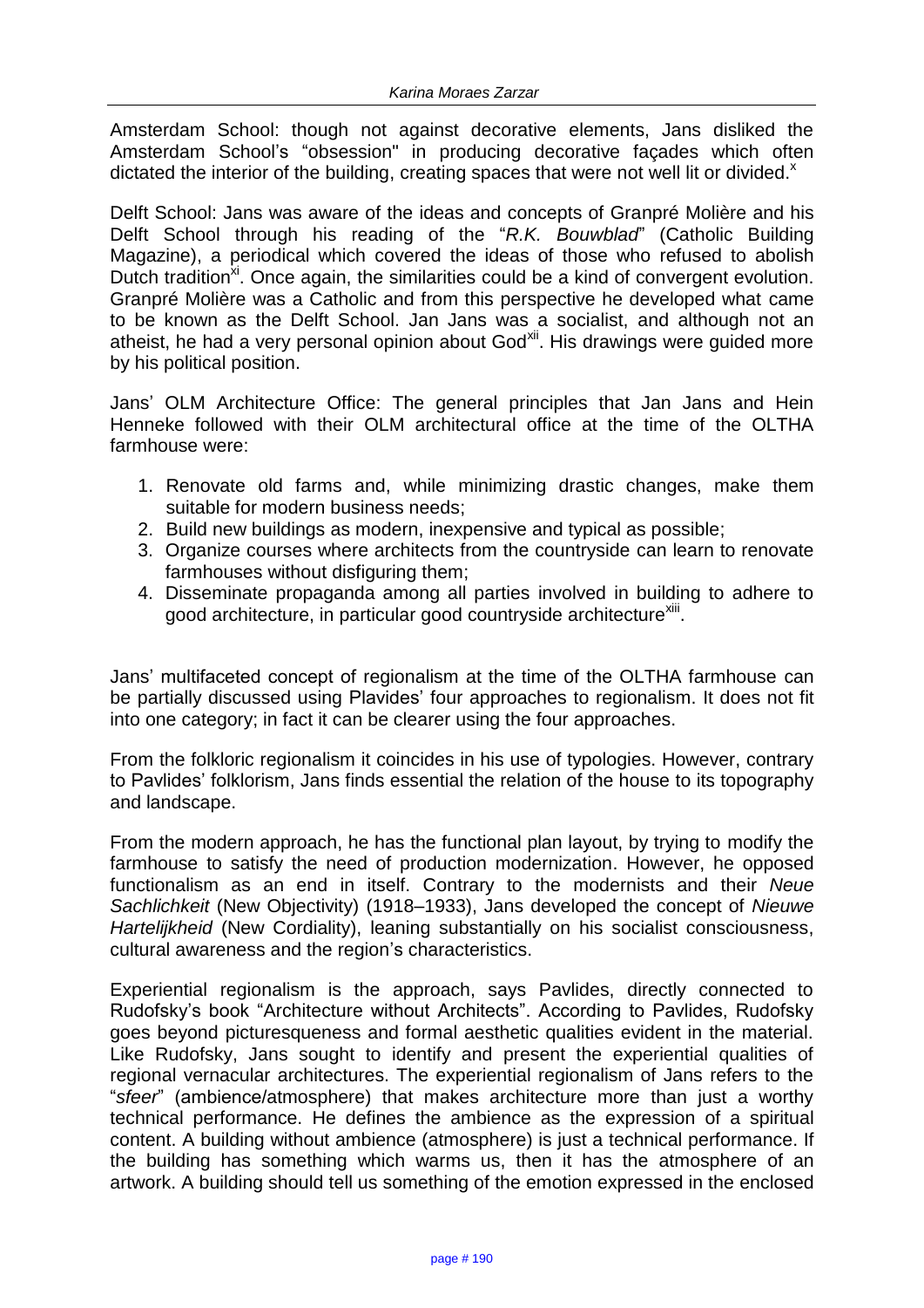Amsterdam School: though not against decorative elements, Jans disliked the Amsterdam School's "obsession" in producing decorative façades which often dictated the interior of the building, creating spaces that were not well lit or divided.[x]

Delft School: Jans was aware of the ideas and concepts of Granpré Molière and his Delft School through his reading of the "*R.K. Bouwblad*" (Catholic Building Magazine), a periodical which covered the ideas of those who refused to abolish Dutch tradition[xi]. Once again, the similarities could be a kind of convergent evolution. Granpré Molière was a Catholic and from this perspective he developed what came to be known as the Delft School. Jan Jans was a socialist, and although not an atheist, he had a very personal opinion about God[xii]. His drawings were guided more by his political position.

Jans' OLM Architecture Office: The general principles that Jan Jans and Hein Henneke followed with their OLM architectural office at the time of the OLTHA farmhouse were:

1. Renovate old farms and, while minimizing drastic changes, make them suitable for modern business needs;
2. Build new buildings as modern, inexpensive and typical as possible;
3. Organize courses where architects from the countryside can learn to renovate farmhouses without disfiguring them;
4. Disseminate propaganda among all parties involved in building to adhere to good architecture, in particular good countryside architecture[xiii].

Jans' multifaceted concept of regionalism at the time of the OLTHA farmhouse can be partially discussed using Plavides' four approaches to regionalism. It does not fit into one category; in fact it can be clearer using the four approaches.

From the folkloric regionalism it coincides in his use of typologies. However, contrary to Pavlides' folklorism, Jans finds essential the relation of the house to its topography and landscape.

From the modern approach, he has the functional plan layout, by trying to modify the farmhouse to satisfy the need of production modernization. However, he opposed functionalism as an end in itself. Contrary to the modernists and their *Neue Sachlichkeit* (New Objectivity) (1918–1933), Jans developed the concept of *Nieuwe Hartelijkheid* (New Cordiality), leaning substantially on his socialist consciousness, cultural awareness and the region's characteristics.

Experiential regionalism is the approach, says Pavlides, directly connected to Rudofsky's book "Architecture without Architects". According to Pavlides, Rudofsky goes beyond picturesqueness and formal aesthetic qualities evident in the material. Like Rudofsky, Jans sought to identify and present the experiential qualities of regional vernacular architectures. The experiential regionalism of Jans refers to the "*sfeer*" (ambience/atmosphere) that makes architecture more than just a worthy technical performance. He defines the ambience as the expression of a spiritual content. A building without ambience (atmosphere) is just a technical performance. If the building has something which warms us, then it has the atmosphere of an artwork. A building should tell us something of the emotion expressed in the enclosed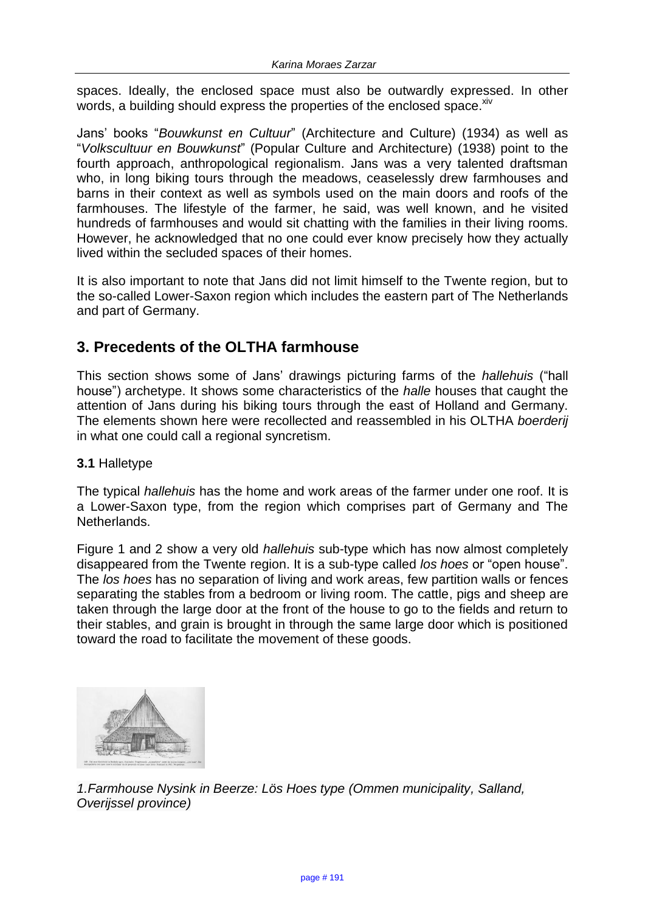spaces. Ideally, the enclosed space must also be outwardly expressed. In other words, a building should express the properties of the enclosed space.[xiv]

Jans' books "*Bouwkunst en Cultuur*" (Architecture and Culture) (1934) as well as "*Volkscultuur en Bouwkunst*" (Popular Culture and Architecture) (1938) point to the fourth approach, anthropological regionalism. Jans was a very talented draftsman who, in long biking tours through the meadows, ceaselessly drew farmhouses and barns in their context as well as symbols used on the main doors and roofs of the farmhouses. The lifestyle of the farmer, he said, was well known, and he visited hundreds of farmhouses and would sit chatting with the families in their living rooms. However, he acknowledged that no one could ever know precisely how they actually lived within the secluded spaces of their homes.

It is also important to note that Jans did not limit himself to the Twente region, but to the so-called Lower-Saxon region which includes the eastern part of The Netherlands and part of Germany.

## 3. Precedents of the OLTHA farmhouse

This section shows some of Jans' drawings picturing farms of the *hallehuis* ("hall house") archetype. It shows some characteristics of the *halle* houses that caught the attention of Jans during his biking tours through the east of Holland and Germany. The elements shown here were recollected and reassembled in his OLTHA *boerderij* in what one could call a regional syncretism.

**3.1** Halletype

The typical *hallehuis* has the home and work areas of the farmer under one roof. It is a Lower-Saxon type, from the region which comprises part of Germany and The Netherlands.

Figure 1 and 2 show a very old *hallehuis* sub-type which has now almost completely disappeared from the Twente region. It is a sub-type called *los hoes* or "open house". The *los hoes* has no separation of living and work areas, few partition walls or fences separating the stables from a bedroom or living room. The cattle, pigs and sheep are taken through the large door at the front of the house to go to the fields and return to their stables, and grain is brought in through the same large door which is positioned toward the road to facilitate the movement of these goods.

*1.Farmhouse Nysink in Beerze: Lös Hoes type (Ommen municipality, Salland, Overijssel province)*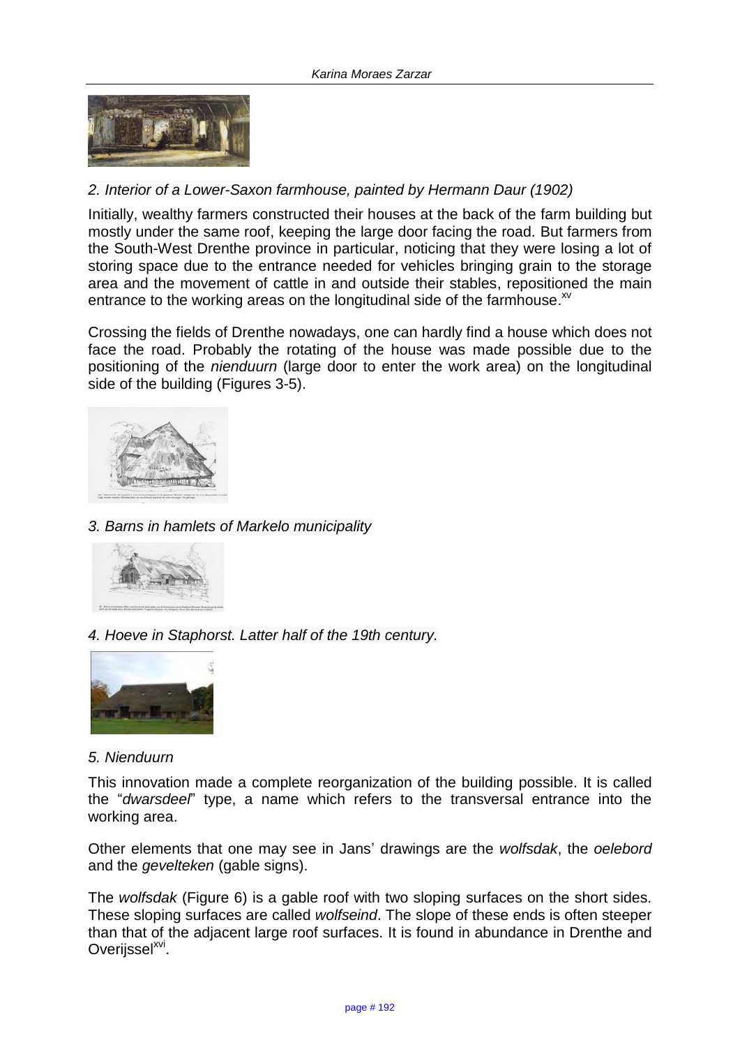*2. Interior of a Lower-Saxon farmhouse, painted by Hermann Daur (1902)*

Initially, wealthy farmers constructed their houses at the back of the farm building but mostly under the same roof, keeping the large door facing the road. But farmers from the South-West Drenthe province in particular, noticing that they were losing a lot of storing space due to the entrance needed for vehicles bringing grain to the storage area and the movement of cattle in and outside their stables, repositioned the main entrance to the working areas on the longitudinal side of the farmhouse.[xv]

Crossing the fields of Drenthe nowadays, one can hardly find a house which does not face the road. Probably the rotating of the house was made possible due to the positioning of the *nienduurn* (large door to enter the work area) on the longitudinal side of the building (Figures 3-5).

*3. Barns in hamlets of Markelo municipality*

*4. Hoeve in Staphorst. Latter half of the 19th century.*

*5. Nienduurn*

This innovation made a complete reorganization of the building possible. It is called the "*dwarsdeel*" type, a name which refers to the transversal entrance into the working area.

Other elements that one may see in Jans' drawings are the *wolfsdak*, the *oelebord* and the *gevelteken* (gable signs).

The *wolfsdak* (Figure 6) is a gable roof with two sloping surfaces on the short sides. These sloping surfaces are called *wolfseind*. The slope of these ends is often steeper than that of the adjacent large roof surfaces. It is found in abundance in Drenthe and Overijssel[xvi].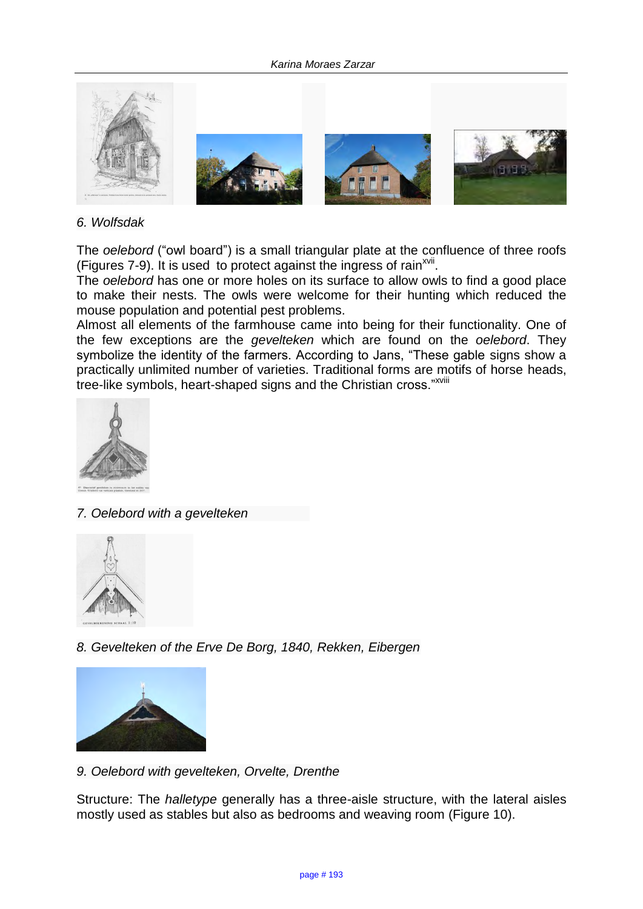*6. Wolfsdak*

The *oelebord* ("owl board") is a small triangular plate at the confluence of three roofs (Figures 7-9). It is used to protect against the ingress of rain[xvii].

The *oelebord* has one or more holes on its surface to allow owls to find a good place to make their nests. The owls were welcome for their hunting which reduced the mouse population and potential pest problems.

Almost all elements of the farmhouse came into being for their functionality. One of the few exceptions are the *gevelteken* which are found on the *oelebord*. They symbolize the identity of the farmers. According to Jans, "These gable signs show a practically unlimited number of varieties. Traditional forms are motifs of horse heads, tree-like symbols, heart-shaped signs and the Christian cross."[xviii]

*7. Oelebord with a gevelteken*

*8. Gevelteken of the Erve De Borg, 1840, Rekken, Eibergen*

*9. Oelebord with gevelteken, Orvelte, Drenthe*

Structure: The *halletype* generally has a three-aisle structure, with the lateral aisles mostly used as stables but also as bedrooms and weaving room (Figure 10).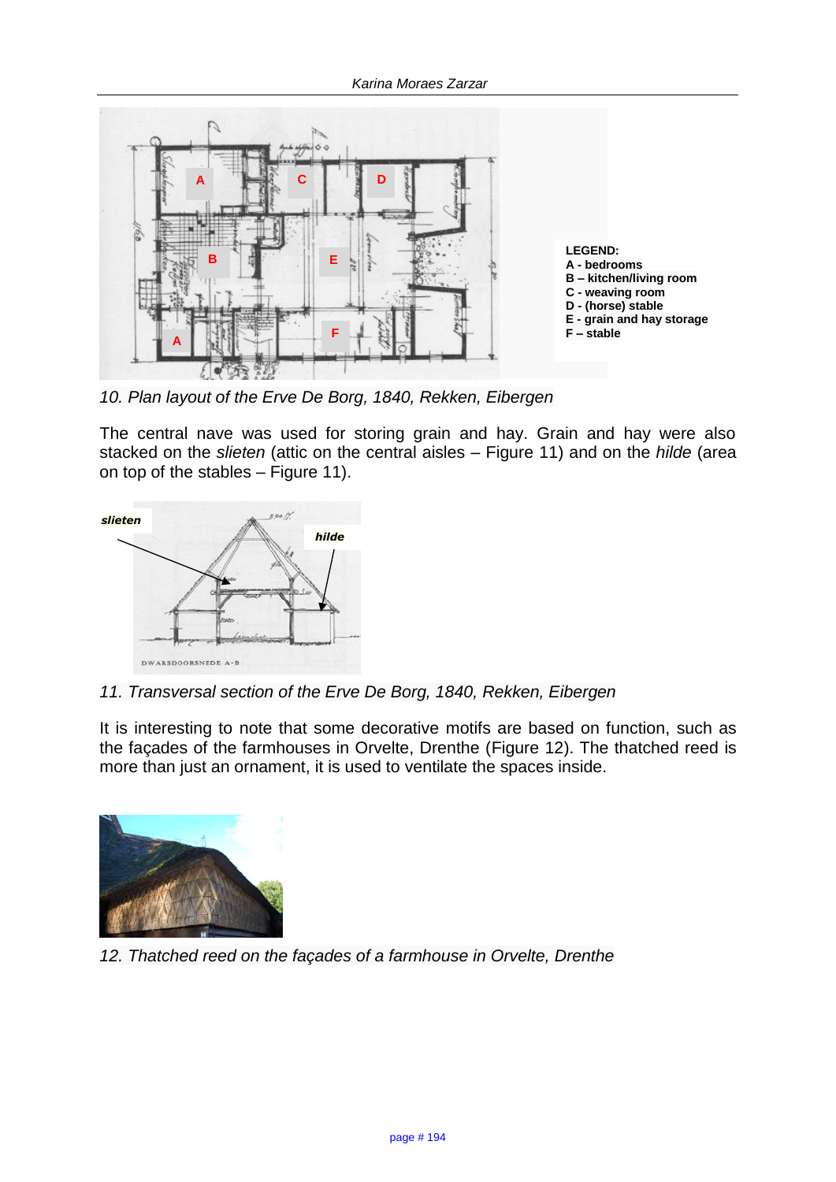LEGEND:
A - bedrooms
B – kitchen/living room
C - weaving room
D - (horse) stable
E - grain and hay storage
F – stable

*10. Plan layout of the Erve De Borg, 1840, Rekken, Eibergen*

The central nave was used for storing grain and hay. Grain and hay were also stacked on the *slieten* (attic on the central aisles – Figure 11) and on the *hilde* (area on top of the stables – Figure 11).

*11. Transversal section of the Erve De Borg, 1840, Rekken, Eibergen*

It is interesting to note that some decorative motifs are based on function, such as the façades of the farmhouses in Orvelte, Drenthe (Figure 12). The thatched reed is more than just an ornament, it is used to ventilate the spaces inside.

*12. Thatched reed on the façades of a farmhouse in Orvelte, Drenthe*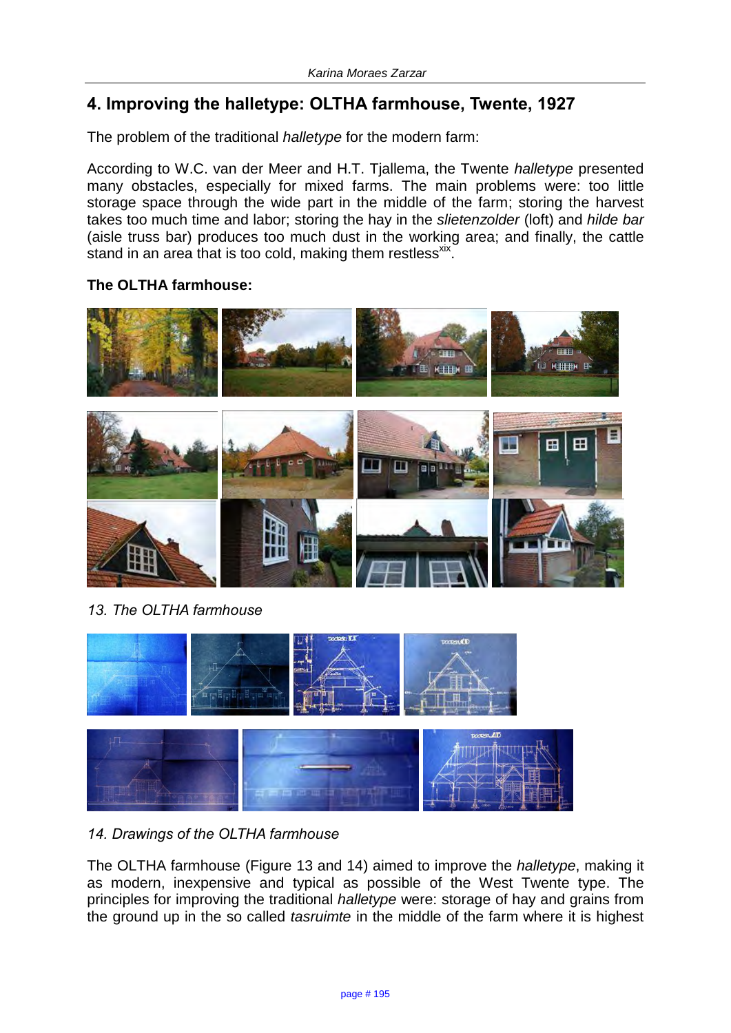## 4. Improving the halletype: OLTHA farmhouse, Twente, 1927

The problem of the traditional *halletype* for the modern farm:

According to W.C. van der Meer and H.T. Tjallema, the Twente *halletype* presented many obstacles, especially for mixed farms. The main problems were: too little storage space through the wide part in the middle of the farm; storing the harvest takes too much time and labor; storing the hay in the *slietenzolder* (loft) and *hilde bar* (aisle truss bar) produces too much dust in the working area; and finally, the cattle stand in an area that is too cold, making them restless[xix].

**The OLTHA farmhouse:**

*13. The OLTHA farmhouse*

*14. Drawings of the OLTHA farmhouse*

The OLTHA farmhouse (Figure 13 and 14) aimed to improve the *halletype*, making it as modern, inexpensive and typical as possible of the West Twente type. The principles for improving the traditional *halletype* were: storage of hay and grains from the ground up in the so called *tasruimte* in the middle of the farm where it is highest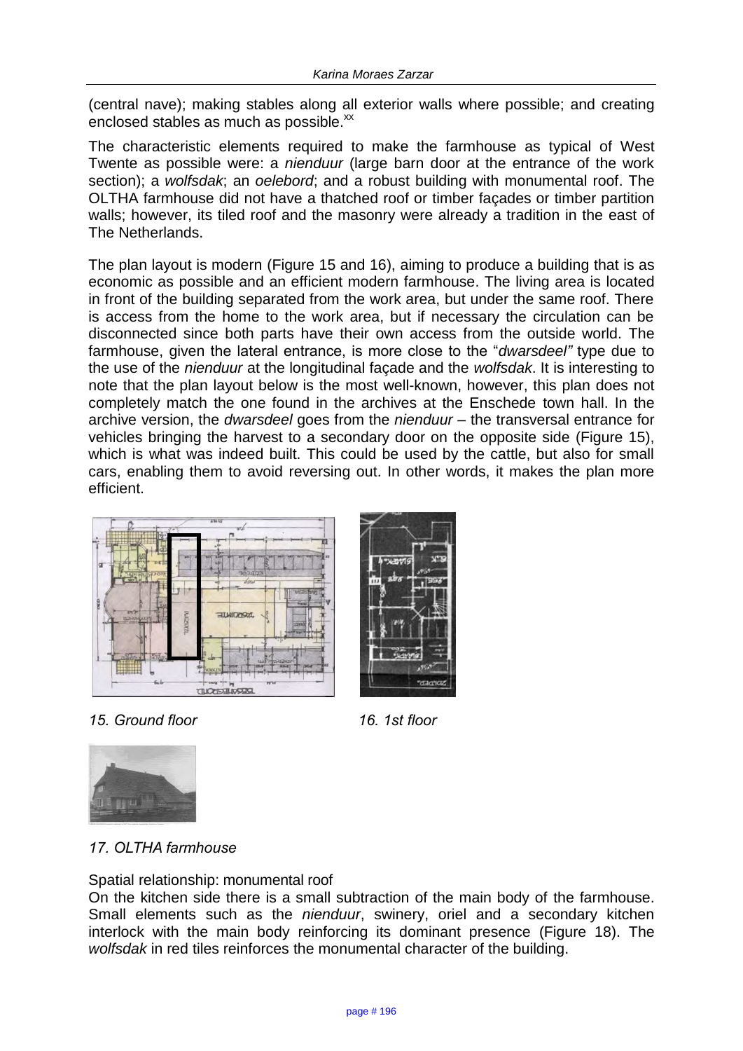(central nave); making stables along all exterior walls where possible; and creating enclosed stables as much as possible.[xx]

The characteristic elements required to make the farmhouse as typical of West Twente as possible were: a *nienduur* (large barn door at the entrance of the work section); a *wolfsdak*; an *oelebord*; and a robust building with monumental roof. The OLTHA farmhouse did not have a thatched roof or timber façades or timber partition walls; however, its tiled roof and the masonry were already a tradition in the east of The Netherlands.

The plan layout is modern (Figure 15 and 16), aiming to produce a building that is as economic as possible and an efficient modern farmhouse. The living area is located in front of the building separated from the work area, but under the same roof. There is access from the home to the work area, but if necessary the circulation can be disconnected since both parts have their own access from the outside world. The farmhouse, given the lateral entrance, is more close to the "*dwarsdeel"* type due to the use of the *nienduur* at the longitudinal façade and the *wolfsdak*. It is interesting to note that the plan layout below is the most well-known, however, this plan does not completely match the one found in the archives at the Enschede town hall. In the archive version, the *dwarsdeel* goes from the *nienduur* – the transversal entrance for vehicles bringing the harvest to a secondary door on the opposite side (Figure 15), which is what was indeed built. This could be used by the cattle, but also for small cars, enabling them to avoid reversing out. In other words, it makes the plan more efficient.

*15. Ground floor*

*16. 1st floor*

*17. OLTHA farmhouse*

Spatial relationship: monumental roof

On the kitchen side there is a small subtraction of the main body of the farmhouse. Small elements such as the *nienduur*, swinery, oriel and a secondary kitchen interlock with the main body reinforcing its dominant presence (Figure 18). The *wolfsdak* in red tiles reinforces the monumental character of the building.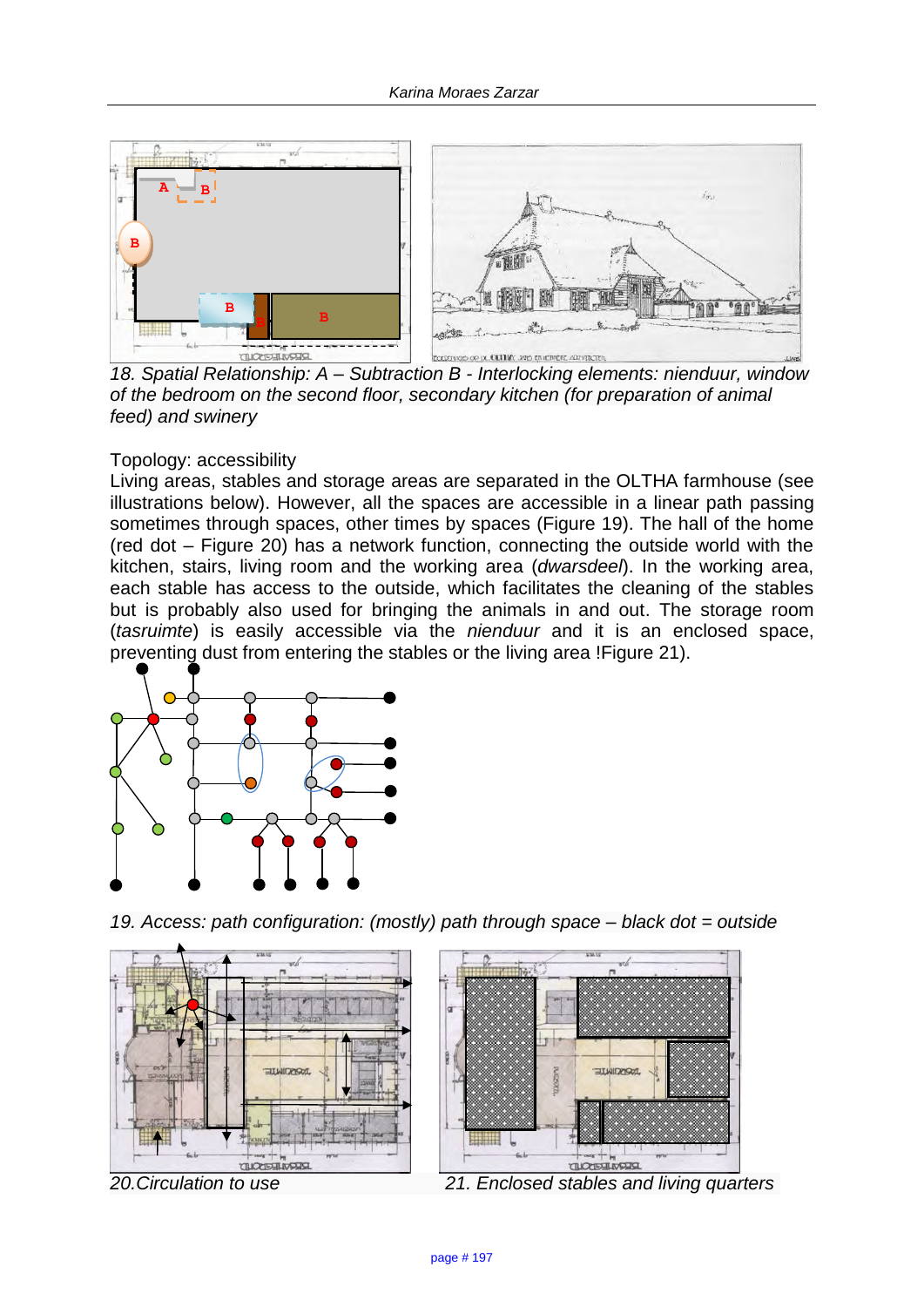18. Spatial Relationship: A – Subtraction B - Interlocking elements: nienduur, window of the bedroom on the second floor, secondary kitchen (for preparation of animal feed) and swinery

Topology: accessibility

Living areas, stables and storage areas are separated in the OLTHA farmhouse (see illustrations below). However, all the spaces are accessible in a linear path passing sometimes through spaces, other times by spaces (Figure 19). The hall of the home (red dot – Figure 20) has a network function, connecting the outside world with the kitchen, stairs, living room and the working area (*dwarsdeel*). In the working area, each stable has access to the outside, which facilitates the cleaning of the stables but is probably also used for bringing the animals in and out. The storage room (*tasruimte*) is easily accessible via the *nienduur* and it is an enclosed space, preventing dust from entering the stables or the living area !Figure 21).

19. Access: path configuration: (mostly) path through space – black dot = outside

20.Circulation to use

21. Enclosed stables and living quarters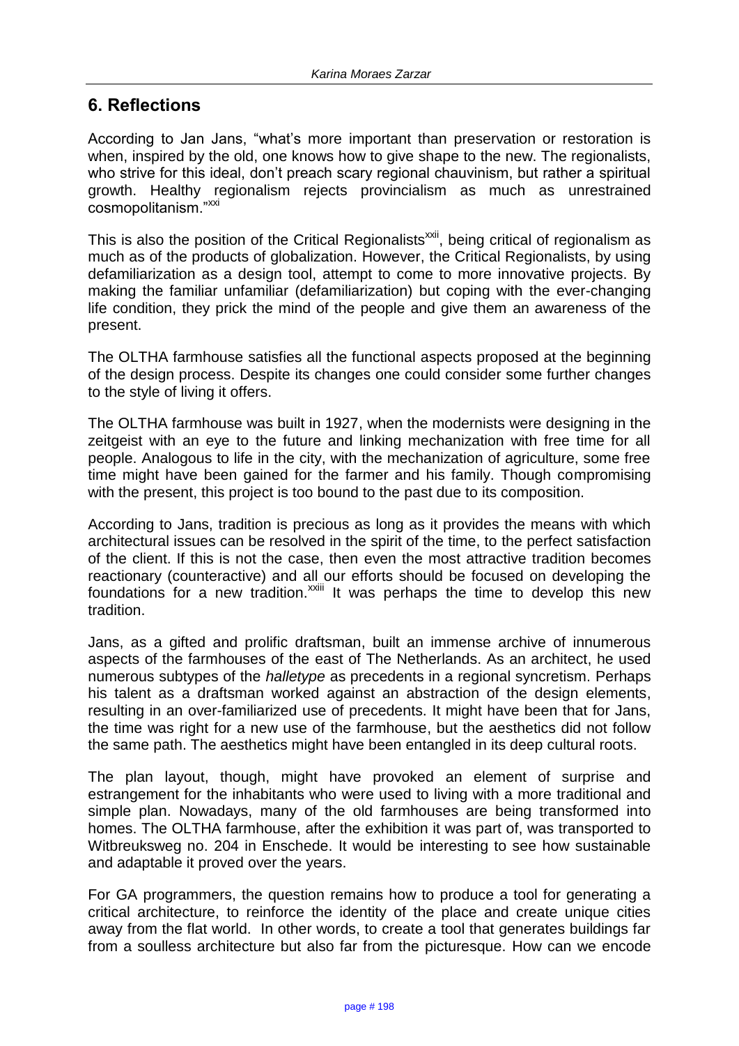## 6. Reflections

According to Jan Jans, "what's more important than preservation or restoration is when, inspired by the old, one knows how to give shape to the new. The regionalists, who strive for this ideal, don't preach scary regional chauvinism, but rather a spiritual growth. Healthy regionalism rejects provincialism as much as unrestrained cosmopolitanism."[xxi]

This is also the position of the Critical Regionalists[xxii], being critical of regionalism as much as of the products of globalization. However, the Critical Regionalists, by using defamiliarization as a design tool, attempt to come to more innovative projects. By making the familiar unfamiliar (defamiliarization) but coping with the ever-changing life condition, they prick the mind of the people and give them an awareness of the present.

The OLTHA farmhouse satisfies all the functional aspects proposed at the beginning of the design process. Despite its changes one could consider some further changes to the style of living it offers.

The OLTHA farmhouse was built in 1927, when the modernists were designing in the zeitgeist with an eye to the future and linking mechanization with free time for all people. Analogous to life in the city, with the mechanization of agriculture, some free time might have been gained for the farmer and his family. Though compromising with the present, this project is too bound to the past due to its composition.

According to Jans, tradition is precious as long as it provides the means with which architectural issues can be resolved in the spirit of the time, to the perfect satisfaction of the client. If this is not the case, then even the most attractive tradition becomes reactionary (counteractive) and all our efforts should be focused on developing the foundations for a new tradition.[xxiii] It was perhaps the time to develop this new tradition.

Jans, as a gifted and prolific draftsman, built an immense archive of innumerous aspects of the farmhouses of the east of The Netherlands. As an architect, he used numerous subtypes of the *halletype* as precedents in a regional syncretism. Perhaps his talent as a draftsman worked against an abstraction of the design elements, resulting in an over-familiarized use of precedents. It might have been that for Jans, the time was right for a new use of the farmhouse, but the aesthetics did not follow the same path. The aesthetics might have been entangled in its deep cultural roots.

The plan layout, though, might have provoked an element of surprise and estrangement for the inhabitants who were used to living with a more traditional and simple plan. Nowadays, many of the old farmhouses are being transformed into homes. The OLTHA farmhouse, after the exhibition it was part of, was transported to Witbreuksweg no. 204 in Enschede. It would be interesting to see how sustainable and adaptable it proved over the years.

For GA programmers, the question remains how to produce a tool for generating a critical architecture, to reinforce the identity of the place and create unique cities away from the flat world. In other words, to create a tool that generates buildings far from a soulless architecture but also far from the picturesque. How can we encode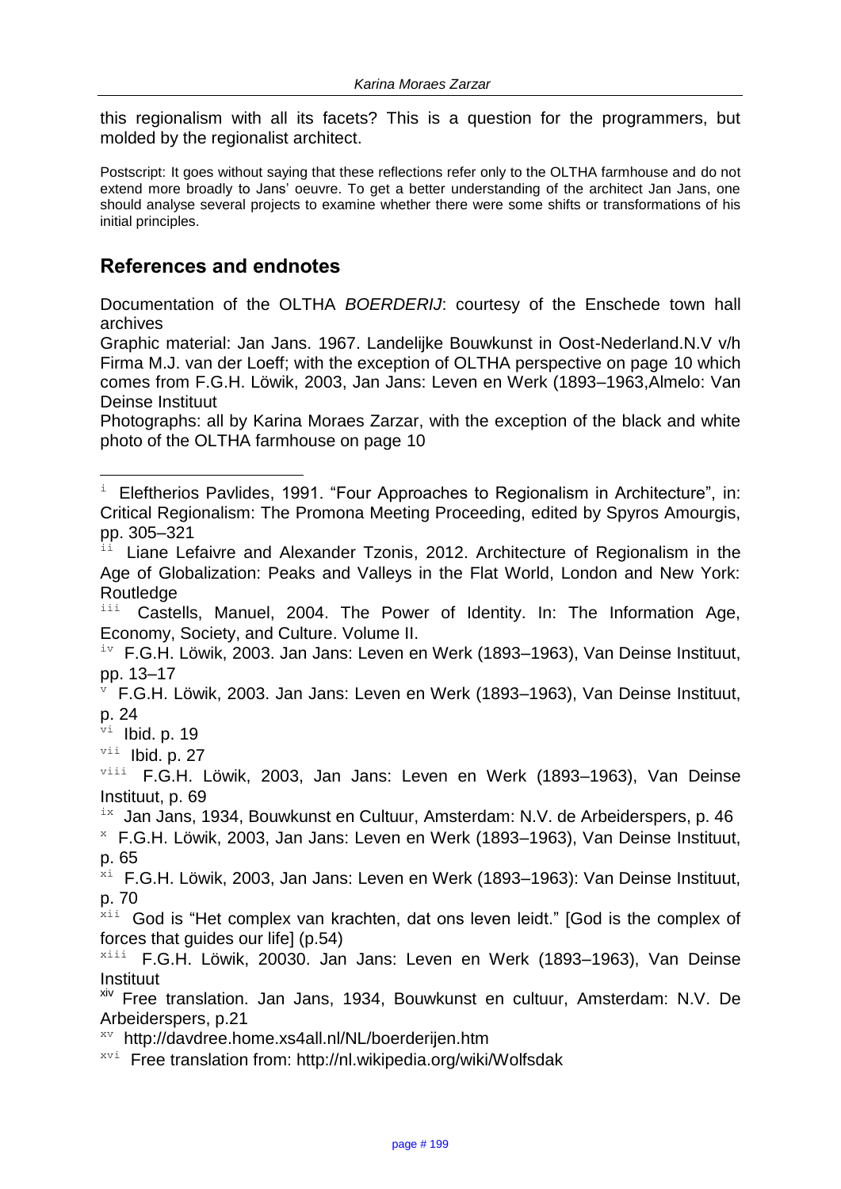this regionalism with all its facets? This is a question for the programmers, but molded by the regionalist architect.

Postscript: It goes without saying that these reflections refer only to the OLTHA farmhouse and do not extend more broadly to Jans' oeuvre. To get a better understanding of the architect Jan Jans, one should analyse several projects to examine whether there were some shifts or transformations of his initial principles.

## References and endnotes

Documentation of the OLTHA *BOERDERIJ*: courtesy of the Enschede town hall archives

Graphic material: Jan Jans. 1967. Landelijke Bouwkunst in Oost-Nederland.N.V v/h Firma M.J. van der Loeff; with the exception of OLTHA perspective on page 10 which comes from F.G.H. Löwik, 2003, Jan Jans: Leven en Werk (1893–1963,Almelo: Van Deinse Instituut

Photographs: all by Karina Moraes Zarzar, with the exception of the black and white photo of the OLTHA farmhouse on page 10

[i] Eleftherios Pavlides, 1991. "Four Approaches to Regionalism in Architecture", in: Critical Regionalism: The Promona Meeting Proceeding, edited by Spyros Amourgis, pp. 305–321

[ii] Liane Lefaivre and Alexander Tzonis, 2012. Architecture of Regionalism in the Age of Globalization: Peaks and Valleys in the Flat World, London and New York: Routledge

[iii] Castells, Manuel, 2004. The Power of Identity. In: The Information Age, Economy, Society, and Culture. Volume II.

[iv] F.G.H. Löwik, 2003. Jan Jans: Leven en Werk (1893–1963), Van Deinse Instituut, pp. 13–17

[v] F.G.H. Löwik, 2003. Jan Jans: Leven en Werk (1893–1963), Van Deinse Instituut, p. 24

[vi] Ibid. p. 19

[vii] Ibid. p. 27

[viii] F.G.H. Löwik, 2003, Jan Jans: Leven en Werk (1893–1963), Van Deinse Instituut, p. 69

[ix] Jan Jans, 1934, Bouwkunst en Cultuur, Amsterdam: N.V. de Arbeiderspers, p. 46

[x] F.G.H. Löwik, 2003, Jan Jans: Leven en Werk (1893–1963), Van Deinse Instituut, p. 65

[xi] F.G.H. Löwik, 2003, Jan Jans: Leven en Werk (1893–1963): Van Deinse Instituut, p. 70

[xii] God is "Het complex van krachten, dat ons leven leidt." [God is the complex of forces that guides our life] (p.54)

[xiii] F.G.H. Löwik, 20030. Jan Jans: Leven en Werk (1893–1963), Van Deinse Instituut

[xiv] Free translation. Jan Jans, 1934, Bouwkunst en cultuur, Amsterdam: N.V. De Arbeiderspers, p.21

[xv] http://davdree.home.xs4all.nl/NL/boerderijen.htm

[xvi] Free translation from: http://nl.wikipedia.org/wiki/Wolfsdak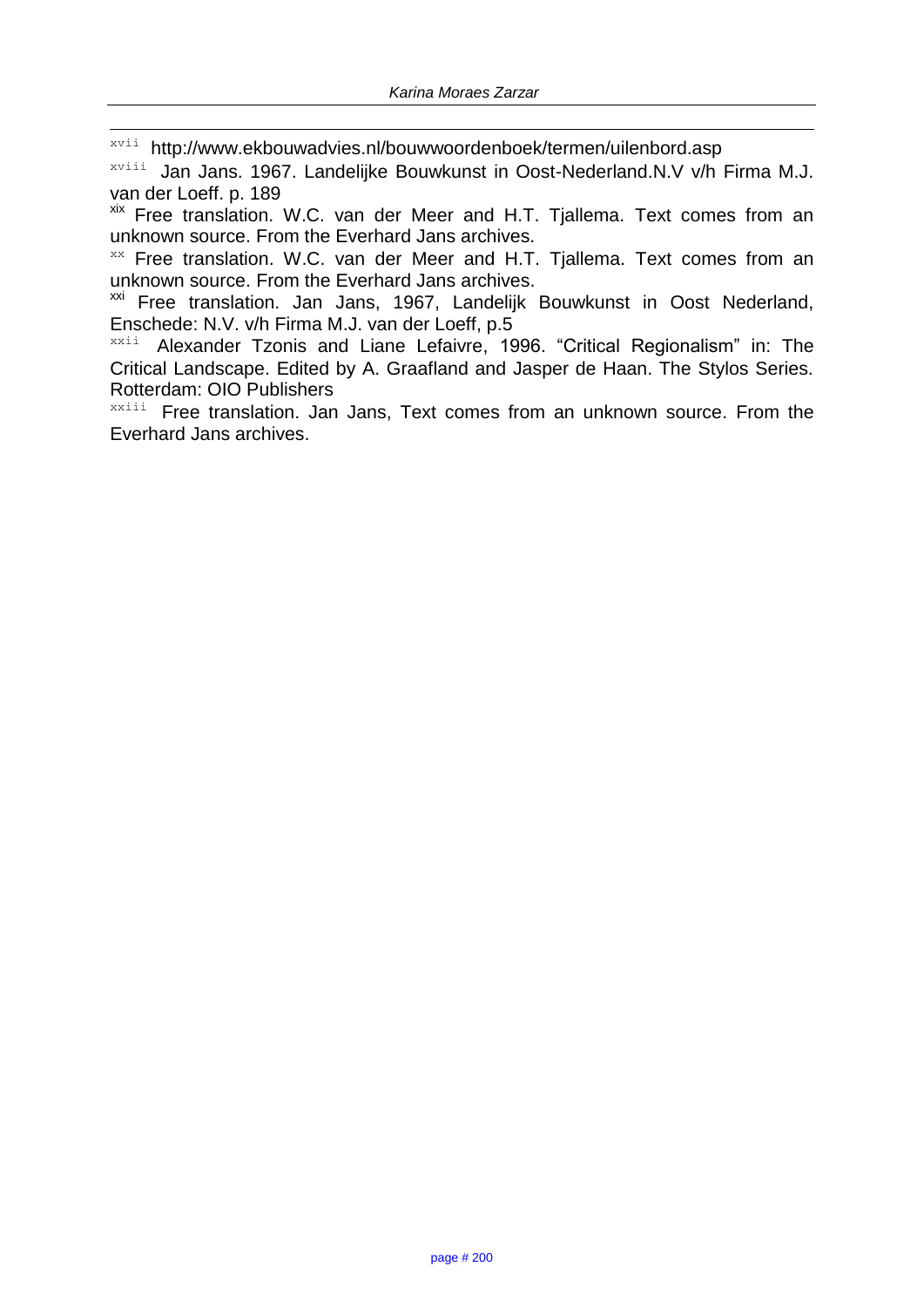[xvii] http://www.ekbouwadvies.nl/bouwwoordenboek/termen/uilenbord.asp

[xviii] Jan Jans. 1967. Landelijke Bouwkunst in Oost-Nederland.N.V v/h Firma M.J. van der Loeff. p. 189

[xix] Free translation. W.C. van der Meer and H.T. Tjallema. Text comes from an unknown source. From the Everhard Jans archives.

[xx] Free translation. W.C. van der Meer and H.T. Tjallema. Text comes from an unknown source. From the Everhard Jans archives.

[xxi] Free translation. Jan Jans, 1967, Landelijk Bouwkunst in Oost Nederland, Enschede: N.V. v/h Firma M.J. van der Loeff, p.5

[xxii] Alexander Tzonis and Liane Lefaivre, 1996. "Critical Regionalism" in: The Critical Landscape. Edited by A. Graafland and Jasper de Haan. The Stylos Series. Rotterdam: OIO Publishers

[xxiii] Free translation. Jan Jans, Text comes from an unknown source. From the Everhard Jans archives.